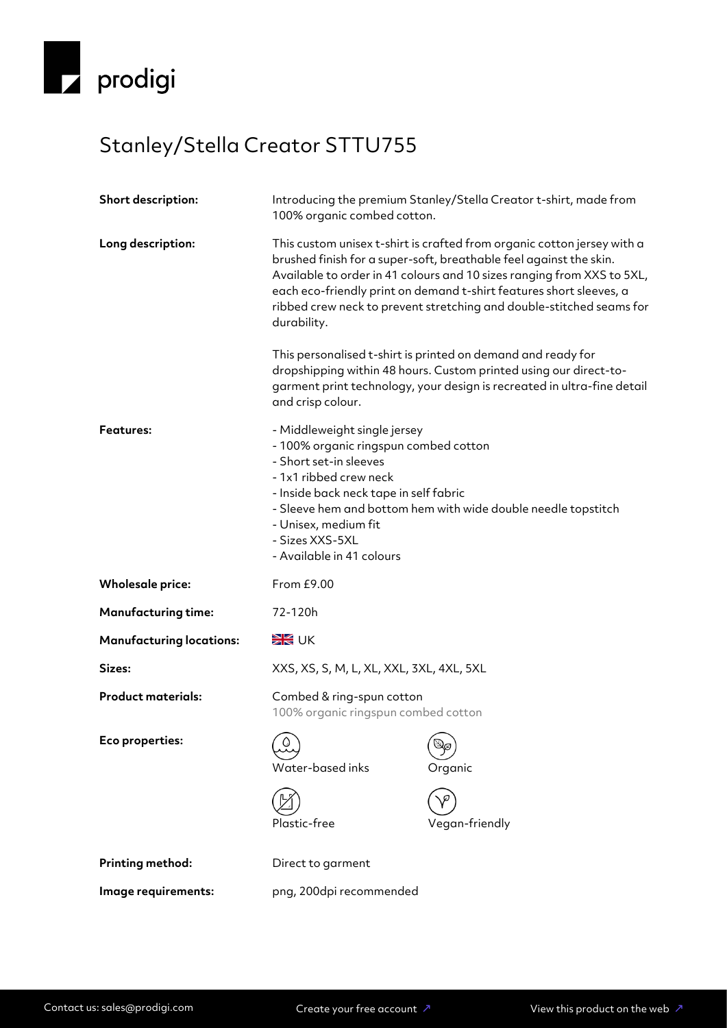prodigi

# Stanley/Stella Creator STTU755

| | |
|---|---|
| **Short description:** | Introducing the premium Stanley/Stella Creator t-shirt, made from 100% organic combed cotton. |
| **Long description:** | This custom unisex t-shirt is crafted from organic cotton jersey with a brushed finish for a super-soft, breathable feel against the skin. Available to order in 41 colours and 10 sizes ranging from XXS to 5XL, each eco-friendly print on demand t-shirt features short sleeves, a ribbed crew neck to prevent stretching and double-stitched seams for durability.<br><br>This personalised t-shirt is printed on demand and ready for dropshipping within 48 hours. Custom printed using our direct-to-garment print technology, your design is recreated in ultra-fine detail and crisp colour. |
| **Features:** | - Middleweight single jersey<br>- 100% organic ringspun combed cotton<br>- Short set-in sleeves<br>- 1x1 ribbed crew neck<br>- Inside back neck tape in self fabric<br>- Sleeve hem and bottom hem with wide double needle topstitch<br>- Unisex, medium fit<br>- Sizes XXS-5XL<br>- Available in 41 colours |
| **Wholesale price:** | From £9.00 |
| **Manufacturing time:** | 72-120h |
| **Manufacturing locations:** | UK |
| **Sizes:** | XXS, XS, S, M, L, XL, XXL, 3XL, 4XL, 5XL |
| **Product materials:** | Combed & ring-spun cotton<br>100% organic ringspun combed cotton |
| **Eco properties:** | Water-based inks, Organic, Plastic-free, Vegan-friendly |
| **Printing method:** | Direct to garment |
| **Image requirements:** | png, 200dpi recommended |

Contact us: sales@prodigi.com | Create your free account ↗ | View this product on the web ↗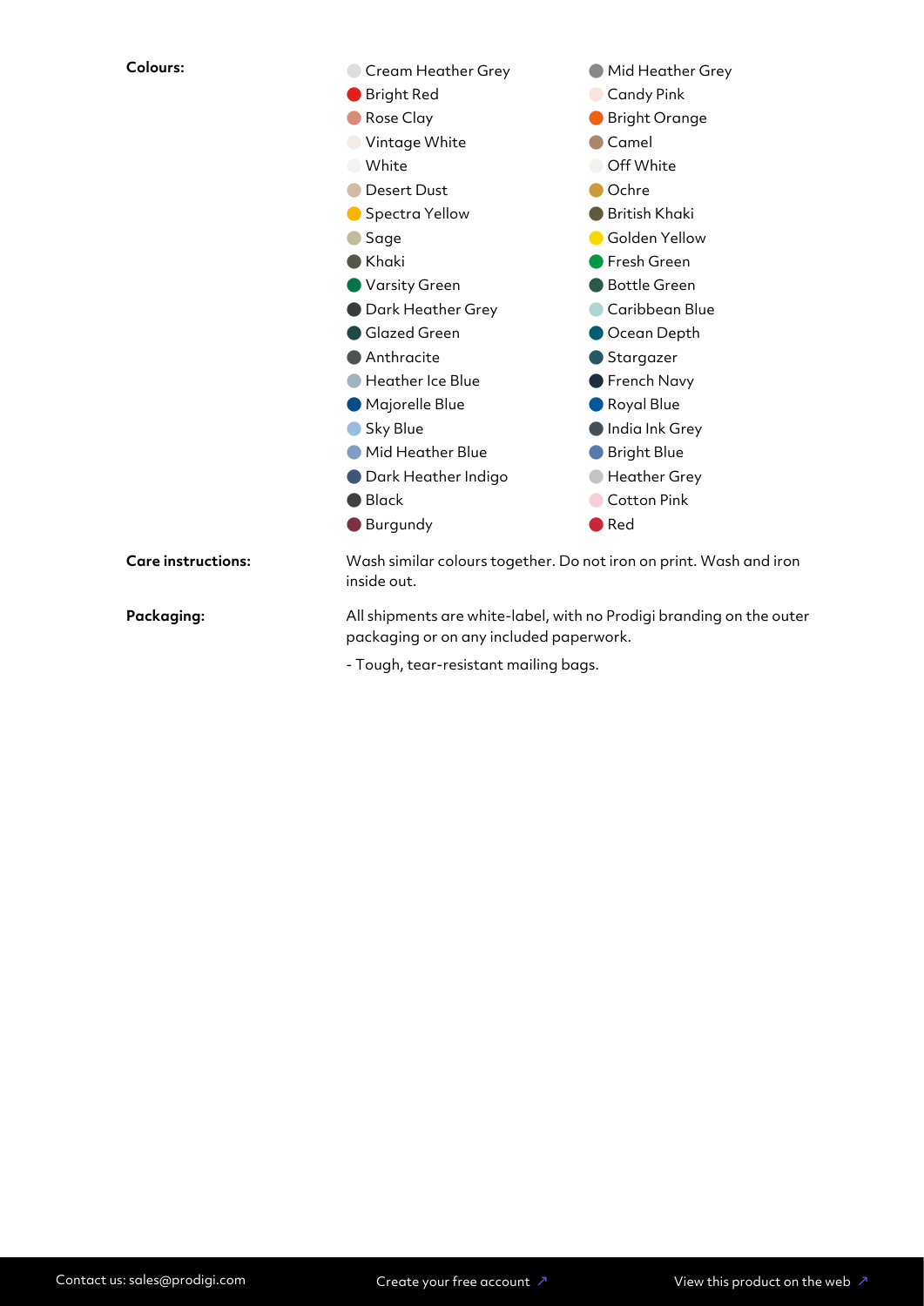**Colours:**

- Cream Heather Grey
- Bright Red
- Rose Clay
- Vintage White
- White
- Desert Dust
- Spectra Yellow
- Sage
- Khaki
- Varsity Green
- Dark Heather Grey
- Glazed Green
- Anthracite
- Heather Ice Blue
- Majorelle Blue
- Sky Blue
- Mid Heather Blue
- Dark Heather Indigo
- Black
- Burgundy
- Mid Heather Grey
- Candy Pink
- Bright Orange
- Camel
- Off White
- Ochre
- British Khaki
- Golden Yellow
- Fresh Green
- Bottle Green
- Caribbean Blue
- Ocean Depth
- Stargazer
- French Navy
- Royal Blue
- India Ink Grey
- Bright Blue
- Heather Grey
- Cotton Pink
- Red

**Care instructions:** Wash similar colours together. Do not iron on print. Wash and iron inside out.

**Packaging:** All shipments are white-label, with no Prodigi branding on the outer packaging or on any included paperwork.

- Tough, tear-resistant mailing bags.

Contact us: sales@prodigi.com

Create your free account ↗

View this product on the web ↗